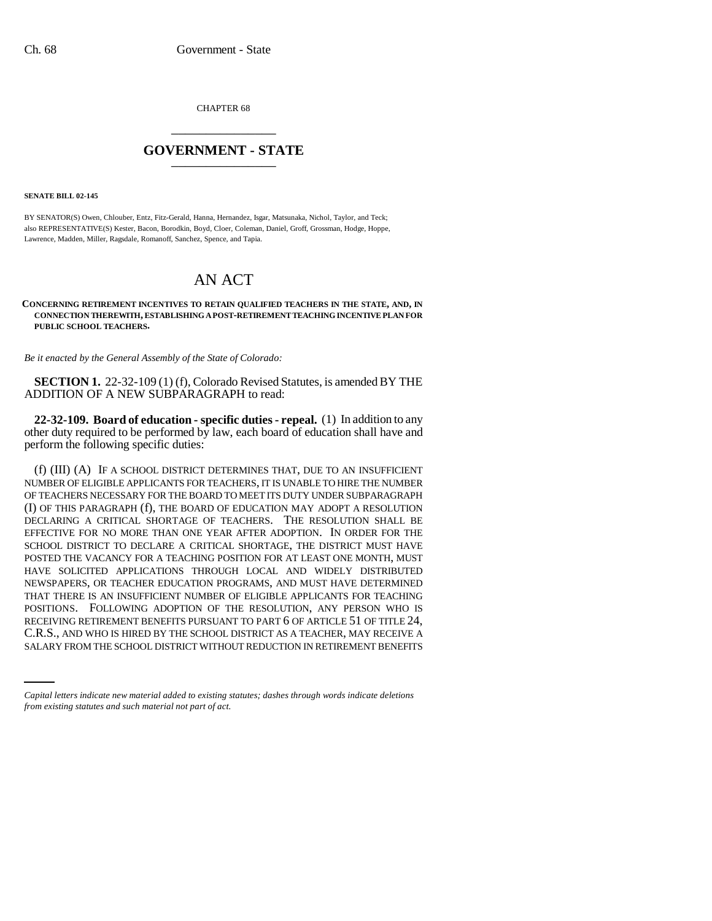CHAPTER 68

# GOVERNMENT - STATE

**SENATE BILL 02-145**

BY SENATOR(S) Owen, Chlouber, Entz, Fitz-Gerald, Hanna, Hernandez, Isgar, Matsunaka, Nichol, Taylor, and Teck;
also REPRESENTATIVE(S) Kester, Bacon, Borodkin, Boyd, Cloer, Coleman, Daniel, Groff, Grossman, Hodge, Hoppe, Lawrence, Madden, Miller, Ragsdale, Romanoff, Sanchez, Spence, and Tapia.

# AN ACT

**CONCERNING RETIREMENT INCENTIVES TO RETAIN QUALIFIED TEACHERS IN THE STATE, AND, IN CONNECTION THEREWITH, ESTABLISHING A POST-RETIREMENT TEACHING INCENTIVE PLAN FOR PUBLIC SCHOOL TEACHERS.**

*Be it enacted by the General Assembly of the State of Colorado:*

**SECTION 1.** 22-32-109 (1) (f), Colorado Revised Statutes, is amended BY THE ADDITION OF A NEW SUBPARAGRAPH to read:

**22-32-109. Board of education - specific duties - repeal.** (1) In addition to any other duty required to be performed by law, each board of education shall have and perform the following specific duties:

(f) (III) (A) IF A SCHOOL DISTRICT DETERMINES THAT, DUE TO AN INSUFFICIENT NUMBER OF ELIGIBLE APPLICANTS FOR TEACHERS, IT IS UNABLE TO HIRE THE NUMBER OF TEACHERS NECESSARY FOR THE BOARD TO MEET ITS DUTY UNDER SUBPARAGRAPH (I) OF THIS PARAGRAPH (f), THE BOARD OF EDUCATION MAY ADOPT A RESOLUTION DECLARING A CRITICAL SHORTAGE OF TEACHERS. THE RESOLUTION SHALL BE EFFECTIVE FOR NO MORE THAN ONE YEAR AFTER ADOPTION. IN ORDER FOR THE SCHOOL DISTRICT TO DECLARE A CRITICAL SHORTAGE, THE DISTRICT MUST HAVE POSTED THE VACANCY FOR A TEACHING POSITION FOR AT LEAST ONE MONTH, MUST HAVE SOLICITED APPLICATIONS THROUGH LOCAL AND WIDELY DISTRIBUTED NEWSPAPERS, OR TEACHER EDUCATION PROGRAMS, AND MUST HAVE DETERMINED THAT THERE IS AN INSUFFICIENT NUMBER OF ELIGIBLE APPLICANTS FOR TEACHING POSITIONS. FOLLOWING ADOPTION OF THE RESOLUTION, ANY PERSON WHO IS RECEIVING RETIREMENT BENEFITS PURSUANT TO PART 6 OF ARTICLE 51 OF TITLE 24, C.R.S., AND WHO IS HIRED BY THE SCHOOL DISTRICT AS A TEACHER, MAY RECEIVE A SALARY FROM THE SCHOOL DISTRICT WITHOUT REDUCTION IN RETIREMENT BENEFITS

*Capital letters indicate new material added to existing statutes; dashes through words indicate deletions from existing statutes and such material not part of act.*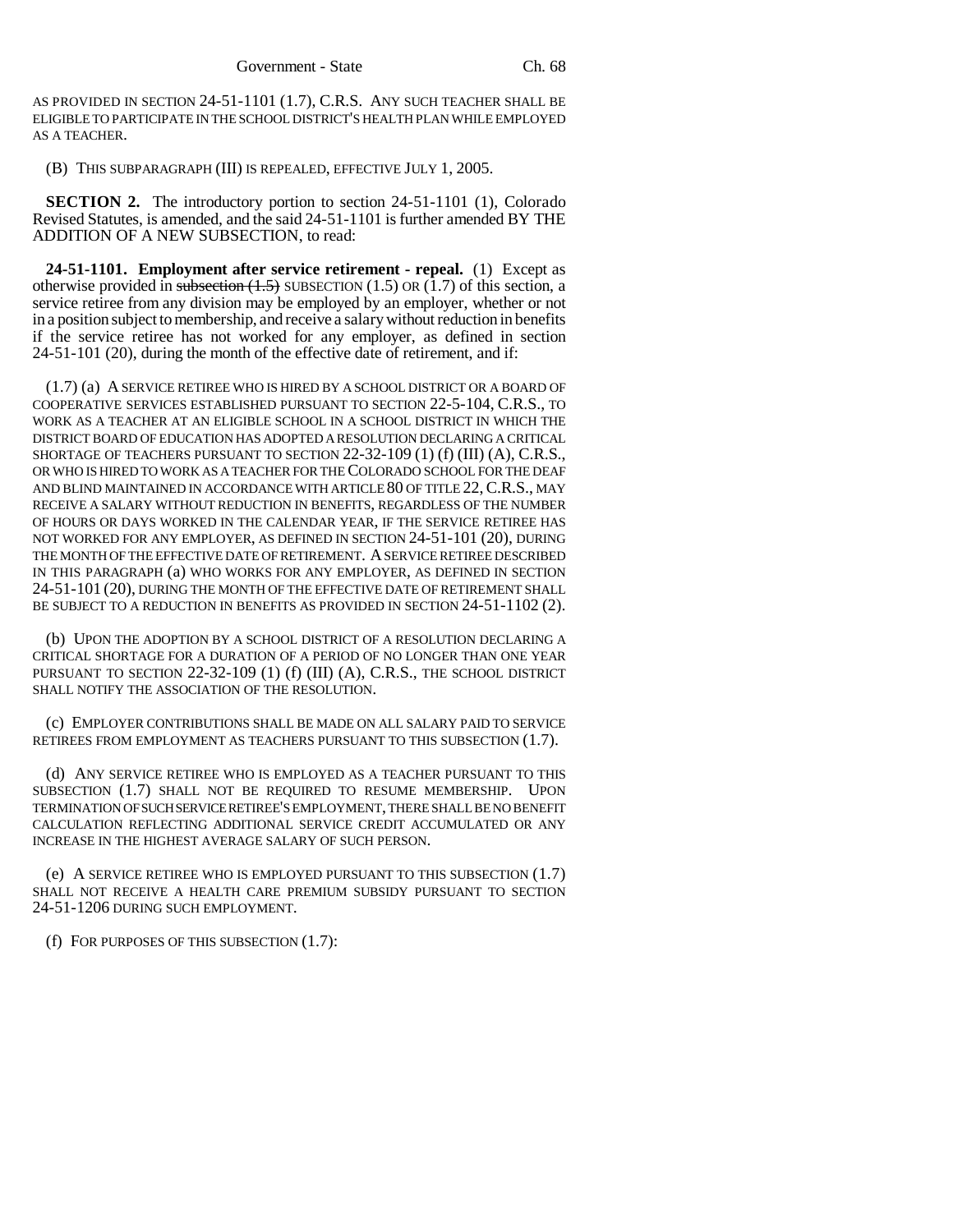AS PROVIDED IN SECTION 24-51-1101 (1.7), C.R.S. ANY SUCH TEACHER SHALL BE ELIGIBLE TO PARTICIPATE IN THE SCHOOL DISTRICT'S HEALTH PLAN WHILE EMPLOYED AS A TEACHER.

(B) THIS SUBPARAGRAPH (III) IS REPEALED, EFFECTIVE JULY 1, 2005.

**SECTION 2.** The introductory portion to section 24-51-1101 (1), Colorado Revised Statutes, is amended, and the said 24-51-1101 is further amended BY THE ADDITION OF A NEW SUBSECTION, to read:

**24-51-1101. Employment after service retirement - repeal.** (1) Except as otherwise provided in ~~subsection (1.5)~~ SUBSECTION (1.5) OR (1.7) of this section, a service retiree from any division may be employed by an employer, whether or not in a position subject to membership, and receive a salary without reduction in benefits if the service retiree has not worked for any employer, as defined in section 24-51-101 (20), during the month of the effective date of retirement, and if:

(1.7) (a) A SERVICE RETIREE WHO IS HIRED BY A SCHOOL DISTRICT OR A BOARD OF COOPERATIVE SERVICES ESTABLISHED PURSUANT TO SECTION 22-5-104, C.R.S., TO WORK AS A TEACHER AT AN ELIGIBLE SCHOOL IN A SCHOOL DISTRICT IN WHICH THE DISTRICT BOARD OF EDUCATION HAS ADOPTED A RESOLUTION DECLARING A CRITICAL SHORTAGE OF TEACHERS PURSUANT TO SECTION 22-32-109 (1) (f) (III) (A), C.R.S., OR WHO IS HIRED TO WORK AS A TEACHER FOR THE COLORADO SCHOOL FOR THE DEAF AND BLIND MAINTAINED IN ACCORDANCE WITH ARTICLE 80 OF TITLE 22, C.R.S., MAY RECEIVE A SALARY WITHOUT REDUCTION IN BENEFITS, REGARDLESS OF THE NUMBER OF HOURS OR DAYS WORKED IN THE CALENDAR YEAR, IF THE SERVICE RETIREE HAS NOT WORKED FOR ANY EMPLOYER, AS DEFINED IN SECTION 24-51-101 (20), DURING THE MONTH OF THE EFFECTIVE DATE OF RETIREMENT. A SERVICE RETIREE DESCRIBED IN THIS PARAGRAPH (a) WHO WORKS FOR ANY EMPLOYER, AS DEFINED IN SECTION 24-51-101 (20), DURING THE MONTH OF THE EFFECTIVE DATE OF RETIREMENT SHALL BE SUBJECT TO A REDUCTION IN BENEFITS AS PROVIDED IN SECTION 24-51-1102 (2).

(b) UPON THE ADOPTION BY A SCHOOL DISTRICT OF A RESOLUTION DECLARING A CRITICAL SHORTAGE FOR A DURATION OF A PERIOD OF NO LONGER THAN ONE YEAR PURSUANT TO SECTION 22-32-109 (1) (f) (III) (A), C.R.S., THE SCHOOL DISTRICT SHALL NOTIFY THE ASSOCIATION OF THE RESOLUTION.

(c) EMPLOYER CONTRIBUTIONS SHALL BE MADE ON ALL SALARY PAID TO SERVICE RETIREES FROM EMPLOYMENT AS TEACHERS PURSUANT TO THIS SUBSECTION (1.7).

(d) ANY SERVICE RETIREE WHO IS EMPLOYED AS A TEACHER PURSUANT TO THIS SUBSECTION (1.7) SHALL NOT BE REQUIRED TO RESUME MEMBERSHIP. UPON TERMINATION OF SUCH SERVICE RETIREE'S EMPLOYMENT, THERE SHALL BE NO BENEFIT CALCULATION REFLECTING ADDITIONAL SERVICE CREDIT ACCUMULATED OR ANY INCREASE IN THE HIGHEST AVERAGE SALARY OF SUCH PERSON.

(e) A SERVICE RETIREE WHO IS EMPLOYED PURSUANT TO THIS SUBSECTION (1.7) SHALL NOT RECEIVE A HEALTH CARE PREMIUM SUBSIDY PURSUANT TO SECTION 24-51-1206 DURING SUCH EMPLOYMENT.

(f) FOR PURPOSES OF THIS SUBSECTION (1.7):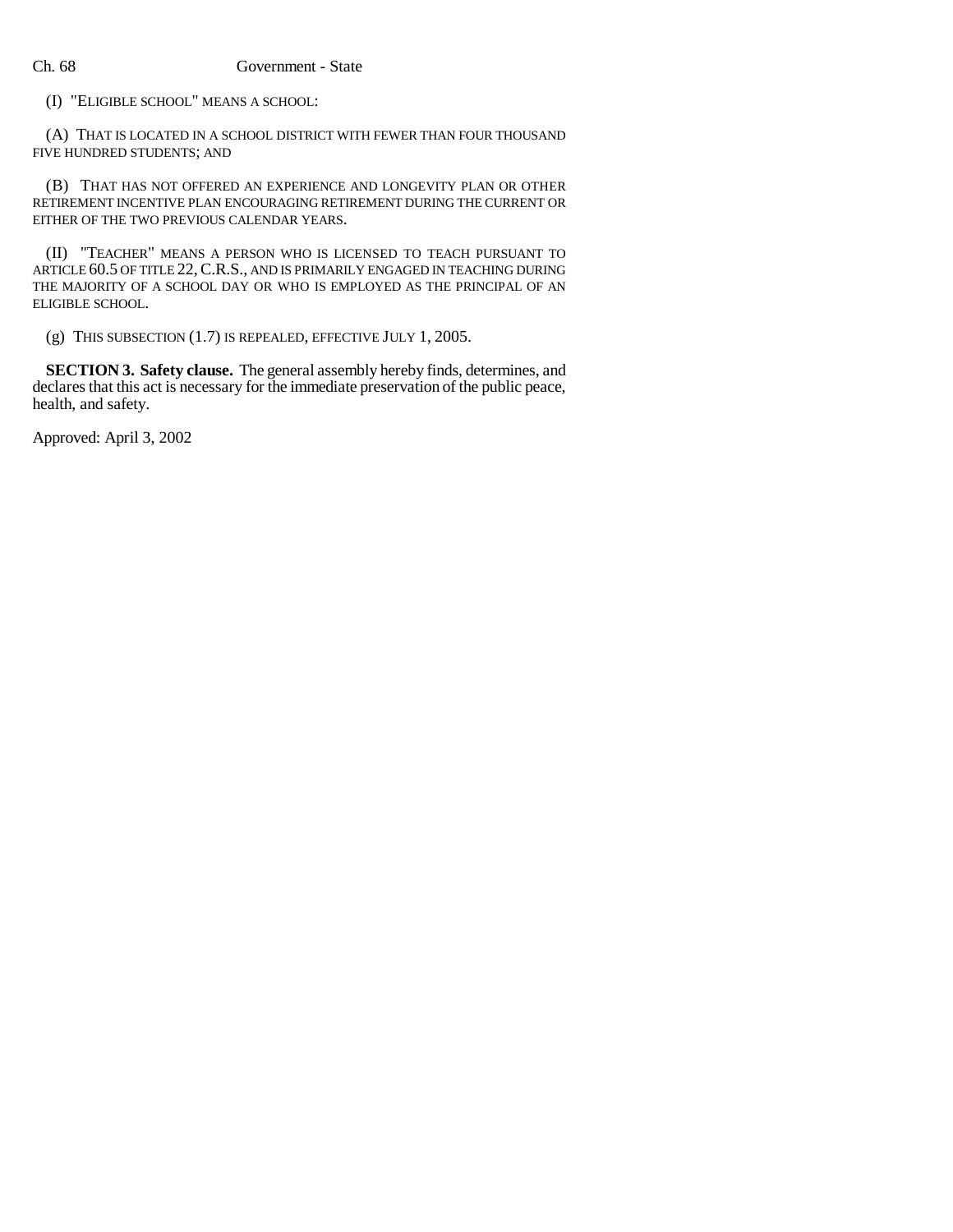(I) "ELIGIBLE SCHOOL" MEANS A SCHOOL:

(A) THAT IS LOCATED IN A SCHOOL DISTRICT WITH FEWER THAN FOUR THOUSAND FIVE HUNDRED STUDENTS; AND

(B) THAT HAS NOT OFFERED AN EXPERIENCE AND LONGEVITY PLAN OR OTHER RETIREMENT INCENTIVE PLAN ENCOURAGING RETIREMENT DURING THE CURRENT OR EITHER OF THE TWO PREVIOUS CALENDAR YEARS.

(II) "TEACHER" MEANS A PERSON WHO IS LICENSED TO TEACH PURSUANT TO ARTICLE 60.5 OF TITLE 22, C.R.S., AND IS PRIMARILY ENGAGED IN TEACHING DURING THE MAJORITY OF A SCHOOL DAY OR WHO IS EMPLOYED AS THE PRINCIPAL OF AN ELIGIBLE SCHOOL.

(g) THIS SUBSECTION (1.7) IS REPEALED, EFFECTIVE JULY 1, 2005.

**SECTION 3. Safety clause.** The general assembly hereby finds, determines, and declares that this act is necessary for the immediate preservation of the public peace, health, and safety.

Approved: April 3, 2002